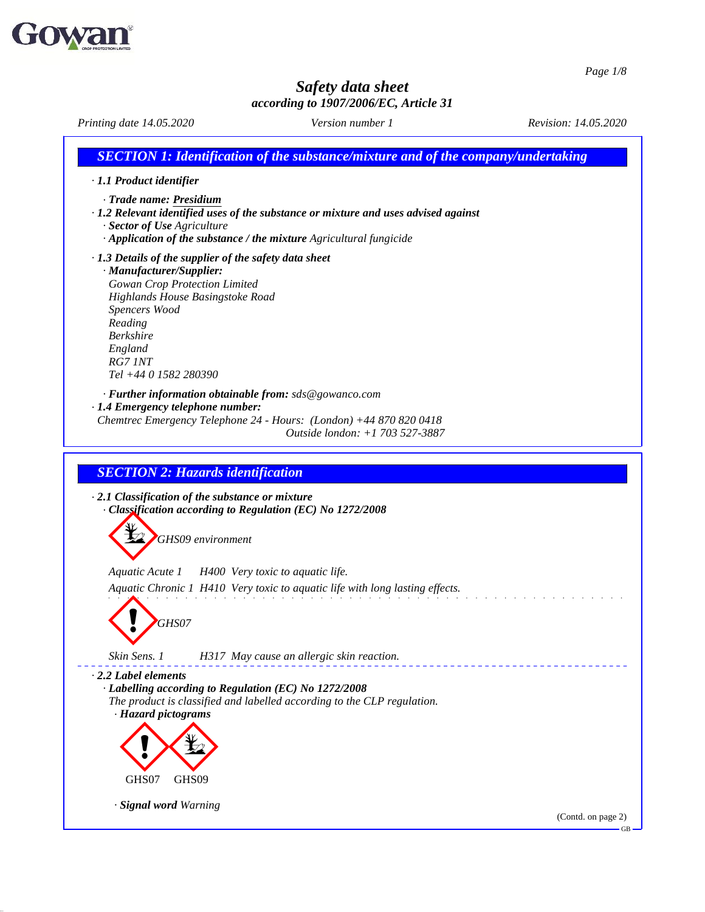# Safety data sheet

*according to 1907/2006/EC, Article 31*

*Printing date 14.05.2020* *Version number 1* *Revision: 14.05.2020*

## SECTION 1: Identification of the substance/mixture and of the company/undertaking

· **1.1 Product identifier**

· **Trade name:** **Presidium**

· **1.2 Relevant identified uses of the substance or mixture and uses advised against**

· **Sector of Use** Agriculture

· **Application of the substance / the mixture** Agricultural fungicide

· **1.3 Details of the supplier of the safety data sheet**

· **Manufacturer/Supplier:**

Gowan Crop Protection Limited
Highlands House Basingstoke Road
Spencers Wood
Reading
Berkshire
England
RG7 1NT
Tel +44 0 1582 280390

· **Further information obtainable from:** sds@gowanco.com

· **1.4 Emergency telephone number:**

Chemtrec Emergency Telephone 24 - Hours: (London) +44 870 820 0418
Outside london: +1 703 527-3887

## SECTION 2: Hazards identification

· **2.1 Classification of the substance or mixture**

· **Classification according to Regulation (EC) No 1272/2008**

GHS09 environment

Aquatic Acute 1 H400 Very toxic to aquatic life.

Aquatic Chronic 1 H410 Very toxic to aquatic life with long lasting effects.

GHS07

Skin Sens. 1 H317 May cause an allergic skin reaction.

· **2.2 Label elements**

· **Labelling according to Regulation (EC) No 1272/2008**

The product is classified and labelled according to the CLP regulation.

· **Hazard pictograms**

GHS07 GHS09

· **Signal word** Warning

(Contd. on page 2)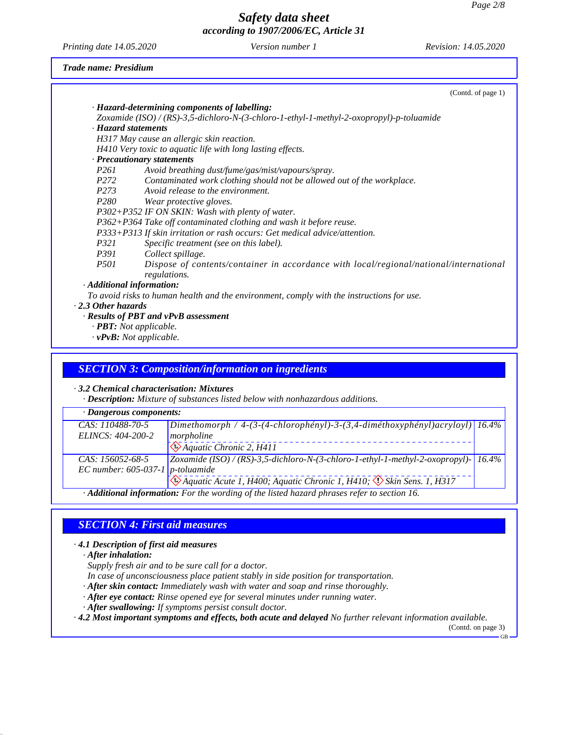*Trade name: Presidium*

(Contd. of page 1)

· **Hazard-determining components of labelling:**
Zoxamide (ISO) / (RS)-3,5-dichloro-N-(3-chloro-1-ethyl-1-methyl-2-oxopropyl)-p-toluamide

· **Hazard statements**
H317 May cause an allergic skin reaction.
H410 Very toxic to aquatic life with long lasting effects.

· **Precautionary statements**
P261 Avoid breathing dust/fume/gas/mist/vapours/spray.
P272 Contaminated work clothing should not be allowed out of the workplace.
P273 Avoid release to the environment.
P280 Wear protective gloves.
P302+P352 IF ON SKIN: Wash with plenty of water.
P362+P364 Take off contaminated clothing and wash it before reuse.
P333+P313 If skin irritation or rash occurs: Get medical advice/attention.
P321 Specific treatment (see on this label).
P391 Collect spillage.
P501 Dispose of contents/container in accordance with local/regional/national/international regulations.

· **Additional information:**
To avoid risks to human health and the environment, comply with the instructions for use.

· **2.3 Other hazards**
· **Results of PBT and vPvB assessment**
· **PBT:** Not applicable.
· **vPvB:** Not applicable.

## SECTION 3: Composition/information on ingredients

· **3.2 Chemical characterisation: Mixtures**
· **Description:** Mixture of substances listed below with nonhazardous additions.

| · **Dangerous components:** | | |
|---|---|---|
| CAS: 110488-70-5<br>ELINCS: 404-200-2 | Dimethomorph / 4-(3-(4-chlorophényl)-3-(3,4-diméthoxyphényl)acryloyl) morpholine<br>Aquatic Chronic 2, H411 | 16.4% |
| CAS: 156052-68-5<br>EC number: 605-037-1 | Zoxamide (ISO) / (RS)-3,5-dichloro-N-(3-chloro-1-ethyl-1-methyl-2-oxopropyl)-p-toluamide<br>Aquatic Acute 1, H400; Aquatic Chronic 1, H410; Skin Sens. 1, H317 | 16.4% |

· **Additional information:** For the wording of the listed hazard phrases refer to section 16.

## SECTION 4: First aid measures

· **4.1 Description of first aid measures**
· **After inhalation:**
Supply fresh air and to be sure call for a doctor.
In case of unconsciousness place patient stably in side position for transportation.
· **After skin contact:** Immediately wash with water and soap and rinse thoroughly.
· **After eye contact:** Rinse opened eye for several minutes under running water.
· **After swallowing:** If symptoms persist consult doctor.
· **4.2 Most important symptoms and effects, both acute and delayed** No further relevant information available.

(Contd. on page 3)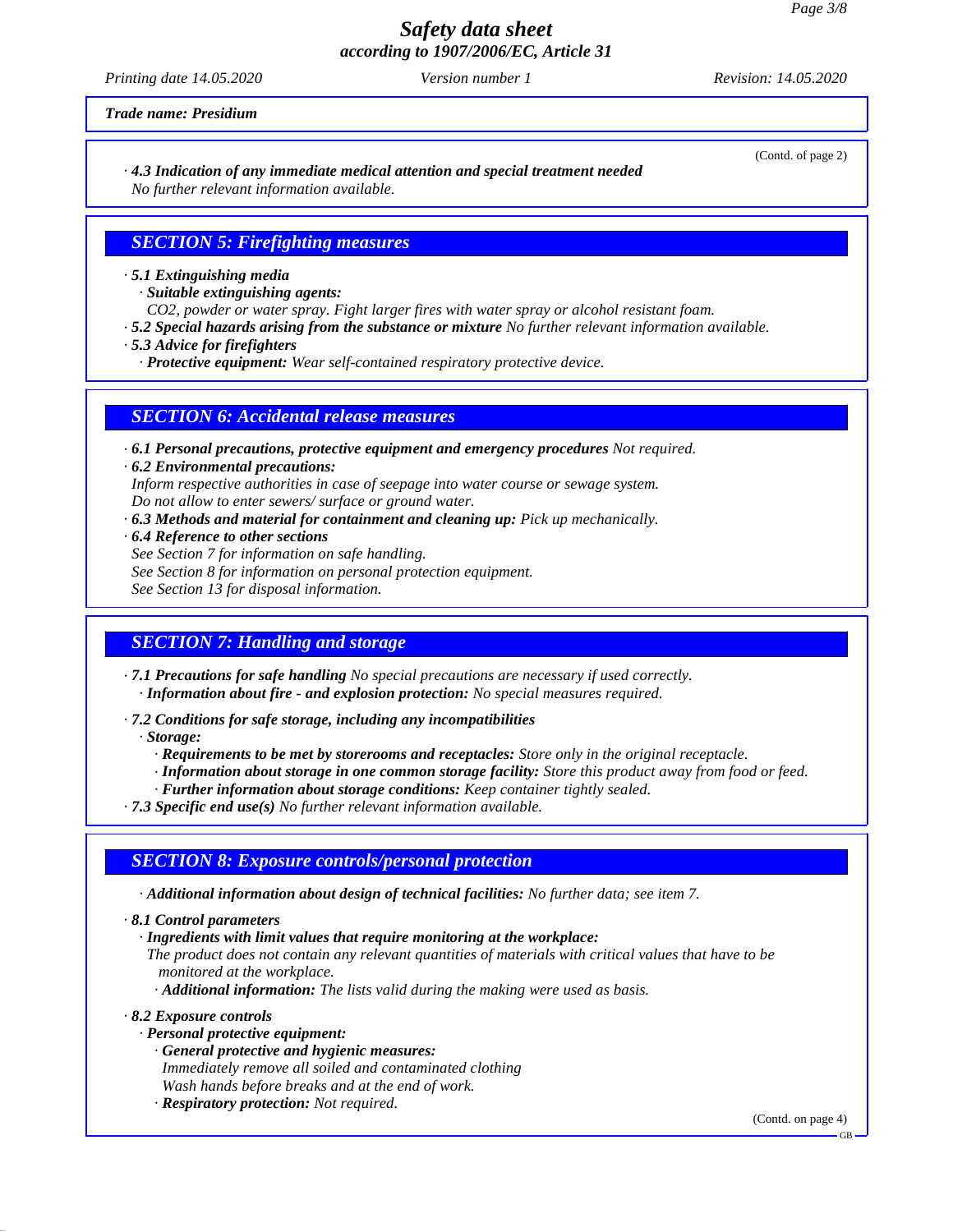*Trade name: Presidium*

(Contd. of page 2)

· ***4.3 Indication of any immediate medical attention and special treatment needed***
*No further relevant information available.*

## SECTION 5: Firefighting measures

· ***5.1 Extinguishing media***
· ***Suitable extinguishing agents:***
*$CO_2$, powder or water spray. Fight larger fires with water spray or alcohol resistant foam.*
· ***5.2 Special hazards arising from the substance or mixture*** *No further relevant information available.*
· ***5.3 Advice for firefighters***
· ***Protective equipment:*** *Wear self-contained respiratory protective device.*

## SECTION 6: Accidental release measures

· ***6.1 Personal precautions, protective equipment and emergency procedures*** *Not required.*
· ***6.2 Environmental precautions:***
*Inform respective authorities in case of seepage into water course or sewage system.*
*Do not allow to enter sewers/ surface or ground water.*
· ***6.3 Methods and material for containment and cleaning up:*** *Pick up mechanically.*
· ***6.4 Reference to other sections***
*See Section 7 for information on safe handling.*
*See Section 8 for information on personal protection equipment.*
*See Section 13 for disposal information.*

## SECTION 7: Handling and storage

· ***7.1 Precautions for safe handling*** *No special precautions are necessary if used correctly.*
· ***Information about fire - and explosion protection:*** *No special measures required.*

· ***7.2 Conditions for safe storage, including any incompatibilities***
· ***Storage:***
· ***Requirements to be met by storerooms and receptacles:*** *Store only in the original receptacle.*
· ***Information about storage in one common storage facility:*** *Store this product away from food or feed.*
· ***Further information about storage conditions:*** *Keep container tightly sealed.*
· ***7.3 Specific end use(s)*** *No further relevant information available.*

## SECTION 8: Exposure controls/personal protection

· ***Additional information about design of technical facilities:*** *No further data; see item 7.*

· ***8.1 Control parameters***
· ***Ingredients with limit values that require monitoring at the workplace:***
*The product does not contain any relevant quantities of materials with critical values that have to be monitored at the workplace.*
· ***Additional information:*** *The lists valid during the making were used as basis.*

· ***8.2 Exposure controls***
· ***Personal protective equipment:***
· ***General protective and hygienic measures:***
*Immediately remove all soiled and contaminated clothing*
*Wash hands before breaks and at the end of work.*
· ***Respiratory protection:*** *Not required.*

(Contd. on page 4)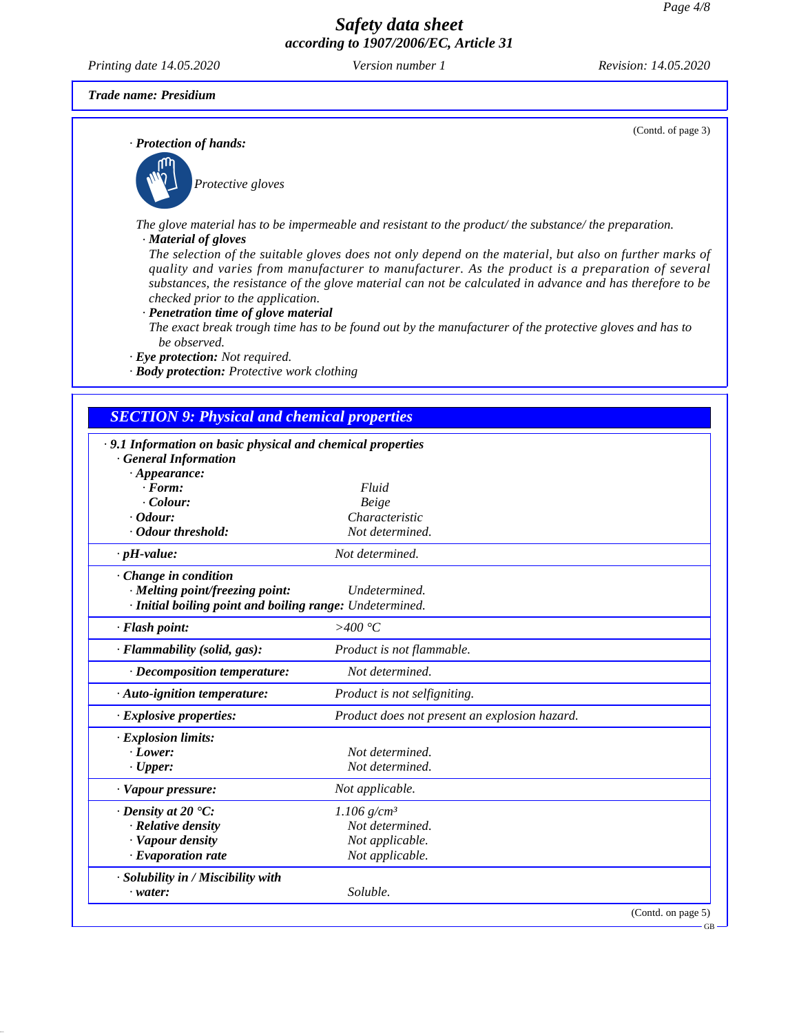**Trade name: Presidium**

(Contd. of page 3)

· **Protection of hands:**

Protective gloves

The glove material has to be impermeable and resistant to the product/ the substance/ the preparation.

· **Material of gloves**

The selection of the suitable gloves does not only depend on the material, but also on further marks of quality and varies from manufacturer to manufacturer. As the product is a preparation of several substances, the resistance of the glove material can not be calculated in advance and has therefore to be checked prior to the application.

· **Penetration time of glove material**

The exact break trough time has to be found out by the manufacturer of the protective gloves and has to be observed.

· **Eye protection:** Not required.

· **Body protection:** Protective work clothing

## SECTION 9: Physical and chemical properties

· **9.1 Information on basic physical and chemical properties**

· **General Information**

| Property | Value |
|---|---|
| · **Appearance:** | |
| · **Form:** | Fluid |
| · **Colour:** | Beige |
| · **Odour:** | Characteristic |
| · **Odour threshold:** | Not determined. |
| · **pH-value:** | Not determined. |
| · **Change in condition** | |
| · **Melting point/freezing point:** | Undetermined. |
| · **Initial boiling point and boiling range:** | Undetermined. |
| · **Flash point:** | >400 °C |
| · **Flammability (solid, gas):** | Product is not flammable. |
| · **Decomposition temperature:** | Not determined. |
| · **Auto-ignition temperature:** | Product is not selfigniting. |
| · **Explosive properties:** | Product does not present an explosion hazard. |
| · **Explosion limits:** | |
| · **Lower:** | Not determined. |
| · **Upper:** | Not determined. |
| · **Vapour pressure:** | Not applicable. |
| · **Density at 20 °C:** | 1.106 g/cm³ |
| · **Relative density** | Not determined. |
| · **Vapour density** | Not applicable. |
| · **Evaporation rate** | Not applicable. |
| · **Solubility in / Miscibility with** | |
| · **water:** | Soluble. |

(Contd. on page 5)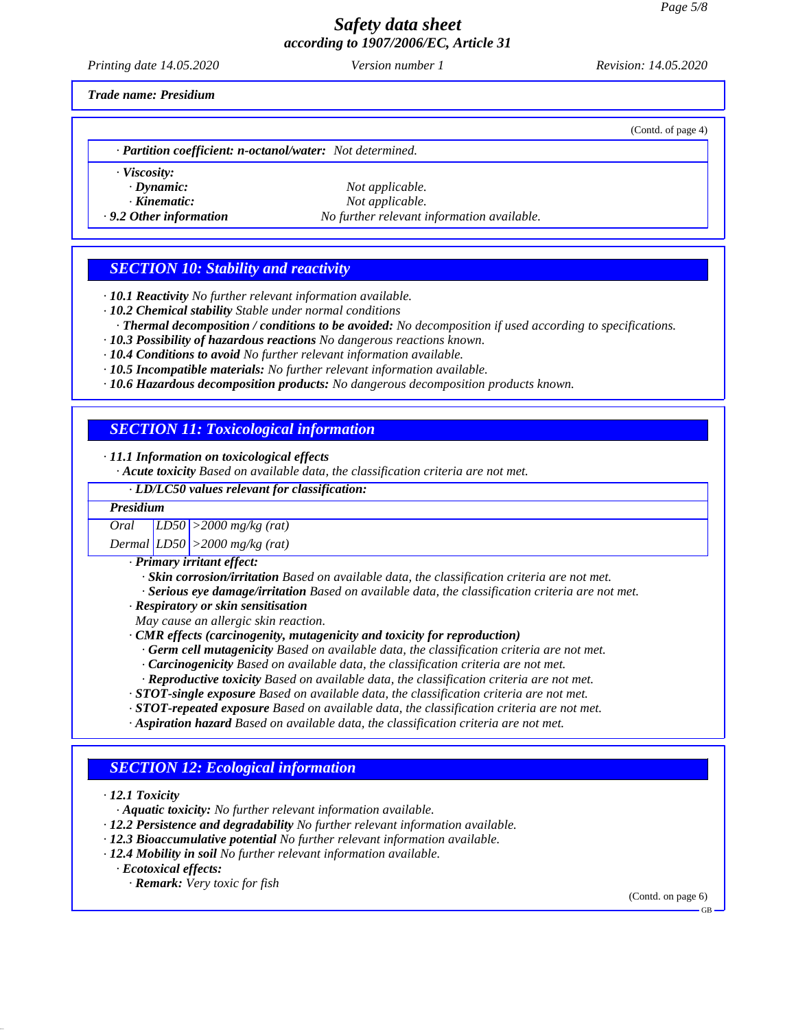**Trade name: Presidium**

(Contd. of page 4)

· **Partition coefficient: n-octanol/water:** Not determined.

· **Viscosity:**
  · **Dynamic:** Not applicable.
  · **Kinematic:** Not applicable.

· **9.2 Other information** No further relevant information available.

## SECTION 10: Stability and reactivity

· **10.1 Reactivity** No further relevant information available.
· **10.2 Chemical stability** Stable under normal conditions
  · **Thermal decomposition / conditions to be avoided:** No decomposition if used according to specifications.
· **10.3 Possibility of hazardous reactions** No dangerous reactions known.
· **10.4 Conditions to avoid** No further relevant information available.
· **10.5 Incompatible materials:** No further relevant information available.
· **10.6 Hazardous decomposition products:** No dangerous decomposition products known.

## SECTION 11: Toxicological information

· **11.1 Information on toxicological effects**
  · **Acute toxicity** Based on available data, the classification criteria are not met.

· **LD/LC50 values relevant for classification:**

| Presidium | | |
|---|---|---|
| Oral | LD50 | >2000 mg/kg (rat) |
| Dermal | LD50 | >2000 mg/kg (rat) |

· **Primary irritant effect:**
  · **Skin corrosion/irritation** Based on available data, the classification criteria are not met.
  · **Serious eye damage/irritation** Based on available data, the classification criteria are not met.
· **Respiratory or skin sensitisation**
  May cause an allergic skin reaction.
· **CMR effects (carcinogenity, mutagenicity and toxicity for reproduction)**
  · **Germ cell mutagenicity** Based on available data, the classification criteria are not met.
  · **Carcinogenicity** Based on available data, the classification criteria are not met.
  · **Reproductive toxicity** Based on available data, the classification criteria are not met.
· **STOT-single exposure** Based on available data, the classification criteria are not met.
· **STOT-repeated exposure** Based on available data, the classification criteria are not met.
· **Aspiration hazard** Based on available data, the classification criteria are not met.

## SECTION 12: Ecological information

· **12.1 Toxicity**
  · **Aquatic toxicity:** No further relevant information available.
· **12.2 Persistence and degradability** No further relevant information available.
· **12.3 Bioaccumulative potential** No further relevant information available.
· **12.4 Mobility in soil** No further relevant information available.
  · **Ecotoxical effects:**
    · **Remark:** Very toxic for fish

(Contd. on page 6)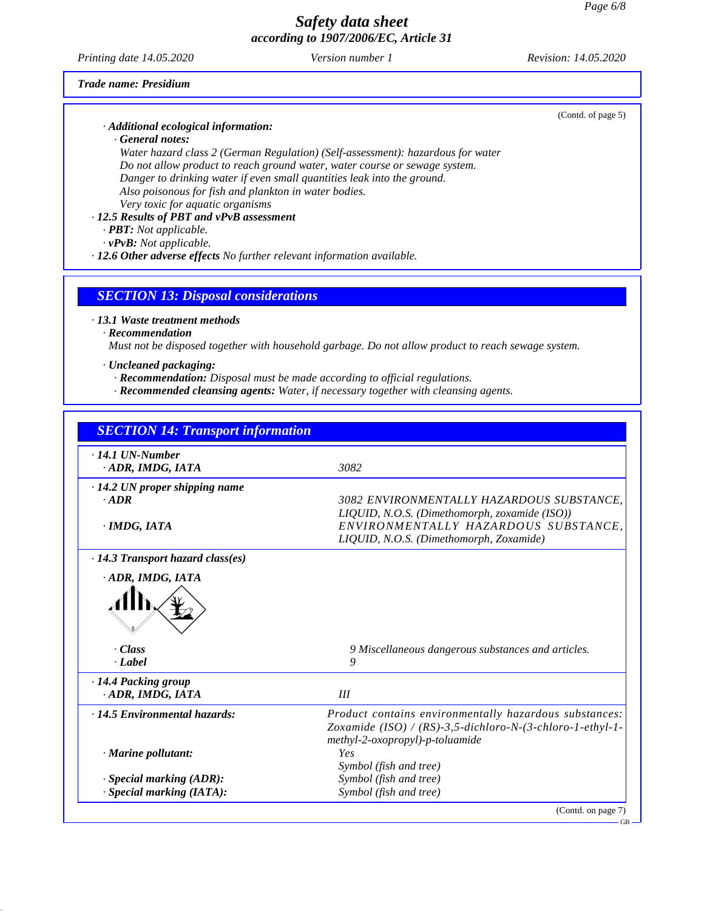**Trade name: Presidium**

(Contd. of page 5)

· **Additional ecological information:**
· **General notes:**
Water hazard class 2 (German Regulation) (Self-assessment): hazardous for water
Do not allow product to reach ground water, water course or sewage system.
Danger to drinking water if even small quantities leak into the ground.
Also poisonous for fish and plankton in water bodies.
Very toxic for aquatic organisms
· **12.5 Results of PBT and vPvB assessment**
· **PBT:** Not applicable.
· **vPvB:** Not applicable.
· **12.6 Other adverse effects** No further relevant information available.

## SECTION 13: Disposal considerations

· **13.1 Waste treatment methods**
· **Recommendation**
Must not be disposed together with household garbage. Do not allow product to reach sewage system.

· **Uncleaned packaging:**
· **Recommendation:** Disposal must be made according to official regulations.
· **Recommended cleansing agents:** Water, if necessary together with cleansing agents.

## SECTION 14: Transport information

| | |
|---|---|
| · **14.1 UN-Number** | |
| · **ADR, IMDG, IATA** | 3082 |
| · **14.2 UN proper shipping name** | |
| · **ADR** | 3082 ENVIRONMENTALLY HAZARDOUS SUBSTANCE, LIQUID, N.O.S. (Dimethomorph, zoxamide (ISO)) |
| · **IMDG, IATA** | ENVIRONMENTALLY HAZARDOUS SUBSTANCE, LIQUID, N.O.S. (Dimethomorph, Zoxamide) |
| · **14.3 Transport hazard class(es)** | |
| · **ADR, IMDG, IATA** | |
| · **Class** | 9 Miscellaneous dangerous substances and articles. |
| · **Label** | 9 |
| · **14.4 Packing group** | |
| · **ADR, IMDG, IATA** | III |
| · **14.5 Environmental hazards:** | Product contains environmentally hazardous substances: Zoxamide (ISO) / (RS)-3,5-dichloro-N-(3-chloro-1-ethyl-1-methyl-2-oxopropyl)-p-toluamide |
| · **Marine pollutant:** | Yes<br>Symbol (fish and tree) |
| · **Special marking (ADR):** | Symbol (fish and tree) |
| · **Special marking (IATA):** | Symbol (fish and tree) |

(Contd. on page 7)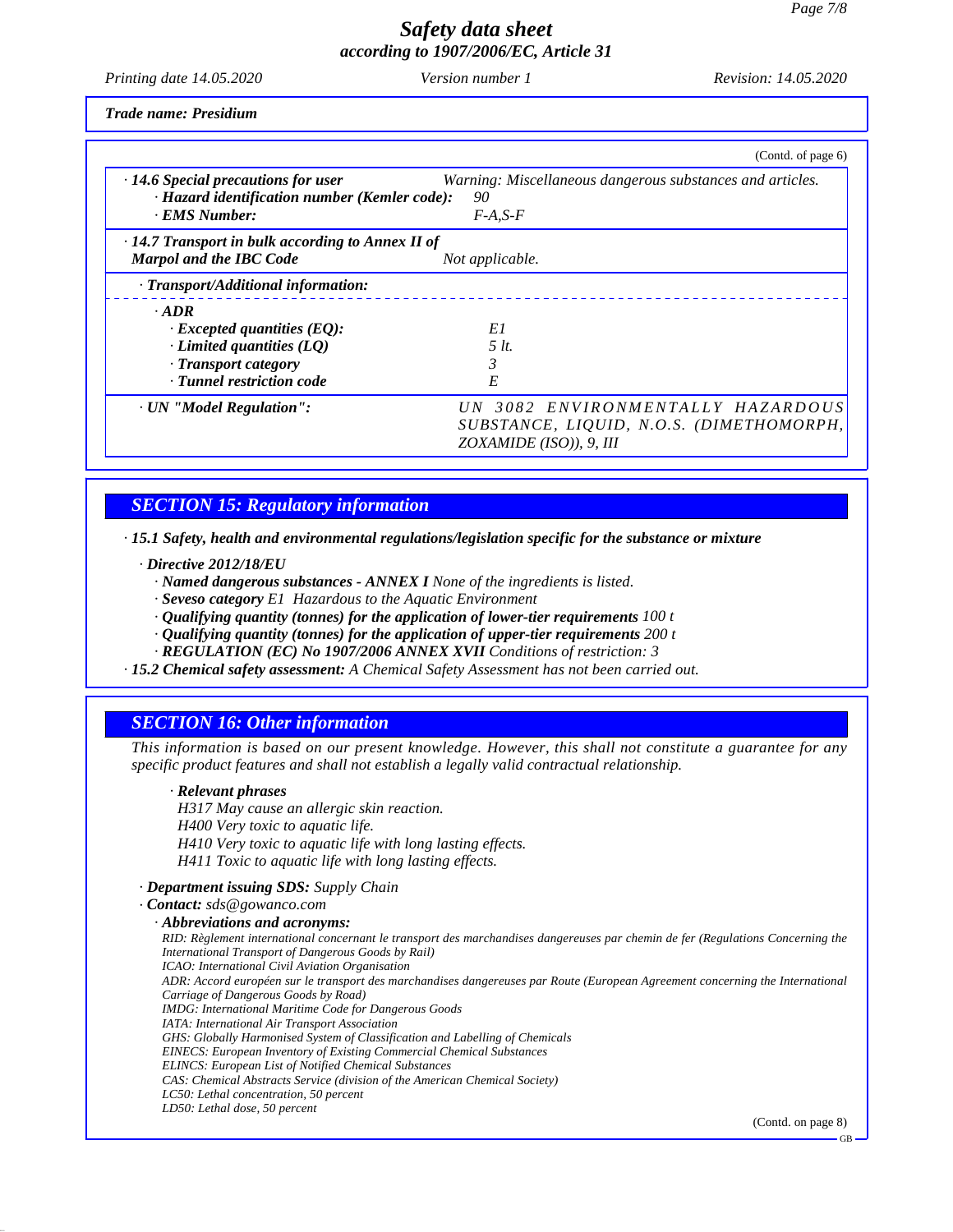**Trade name: Presidium**

(Contd. of page 6)

| | |
|---|---|
| · **14.6 Special precautions for user** | *Warning: Miscellaneous dangerous substances and articles.* |
| · **Hazard identification number (Kemler code):** | 90 |
| · **EMS Number:** | F-A,S-F |
| · **14.7 Transport in bulk according to Annex II of Marpol and the IBC Code** | Not applicable. |

· **Transport/Additional information:**

| | |
|---|---|
| · **ADR** | |
| · **Excepted quantities (EQ):** | E1 |
| · **Limited quantities (LQ)** | 5 lt. |
| · **Transport category** | 3 |
| · **Tunnel restriction code** | E |
| · **UN "Model Regulation":** | UN 3082 ENVIRONMENTALLY HAZARDOUS SUBSTANCE, LIQUID, N.O.S. (DIMETHOMORPH, ZOXAMIDE (ISO)), 9, III |

## SECTION 15: Regulatory information

· **15.1 Safety, health and environmental regulations/legislation specific for the substance or mixture**

· **Directive 2012/18/EU**
- · **Named dangerous substances - ANNEX I** None of the ingredients is listed.
- · **Seveso category** E1 Hazardous to the Aquatic Environment
- · **Qualifying quantity (tonnes) for the application of lower-tier requirements** 100 t
- · **Qualifying quantity (tonnes) for the application of upper-tier requirements** 200 t
- · **REGULATION (EC) No 1907/2006 ANNEX XVII** Conditions of restriction: 3

· **15.2 Chemical safety assessment:** A Chemical Safety Assessment has not been carried out.

## SECTION 16: Other information

*This information is based on our present knowledge. However, this shall not constitute a guarantee for any specific product features and shall not establish a legally valid contractual relationship.*

· **Relevant phrases**

H317 May cause an allergic skin reaction.
H400 Very toxic to aquatic life.
H410 Very toxic to aquatic life with long lasting effects.
H411 Toxic to aquatic life with long lasting effects.

· **Department issuing SDS:** Supply Chain
· **Contact:** sds@gowanco.com
· **Abbreviations and acronyms:**

RID: Règlement international concernant le transport des marchandises dangereuses par chemin de fer (Regulations Concerning the International Transport of Dangerous Goods by Rail)
ICAO: International Civil Aviation Organisation
ADR: Accord européen sur le transport des marchandises dangereuses par Route (European Agreement concerning the International Carriage of Dangerous Goods by Road)
IMDG: International Maritime Code for Dangerous Goods
IATA: International Air Transport Association
GHS: Globally Harmonised System of Classification and Labelling of Chemicals
EINECS: European Inventory of Existing Commercial Chemical Substances
ELINCS: European List of Notified Chemical Substances
CAS: Chemical Abstracts Service (division of the American Chemical Society)
LC50: Lethal concentration, 50 percent
LD50: Lethal dose, 50 percent

(Contd. on page 8)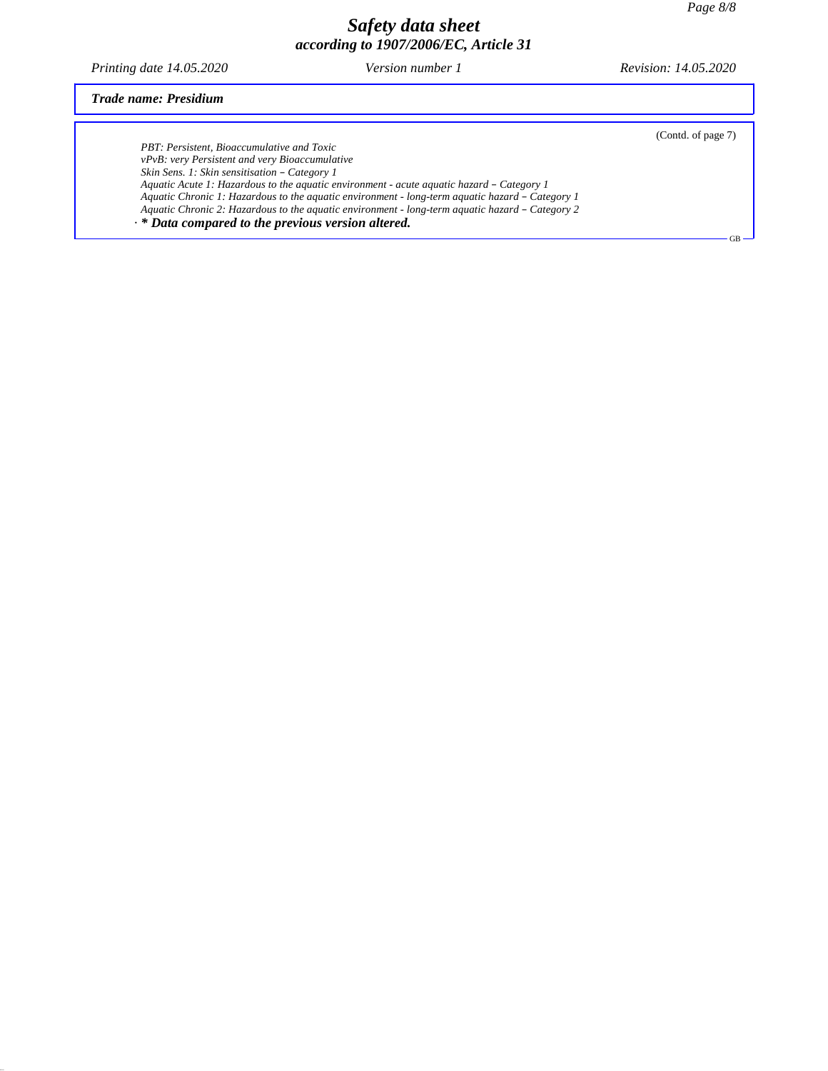(Contd. of page 7)

*PBT: Persistent, Bioaccumulative and Toxic*
*vPvB: very Persistent and very Bioaccumulative*
*Skin Sens. 1: Skin sensitisation – Category 1*
*Aquatic Acute 1: Hazardous to the aquatic environment - acute aquatic hazard – Category 1*
*Aquatic Chronic 1: Hazardous to the aquatic environment - long-term aquatic hazard – Category 1*
*Aquatic Chronic 2: Hazardous to the aquatic environment - long-term aquatic hazard – Category 2*

· ***\* Data compared to the previous version altered.***

GB